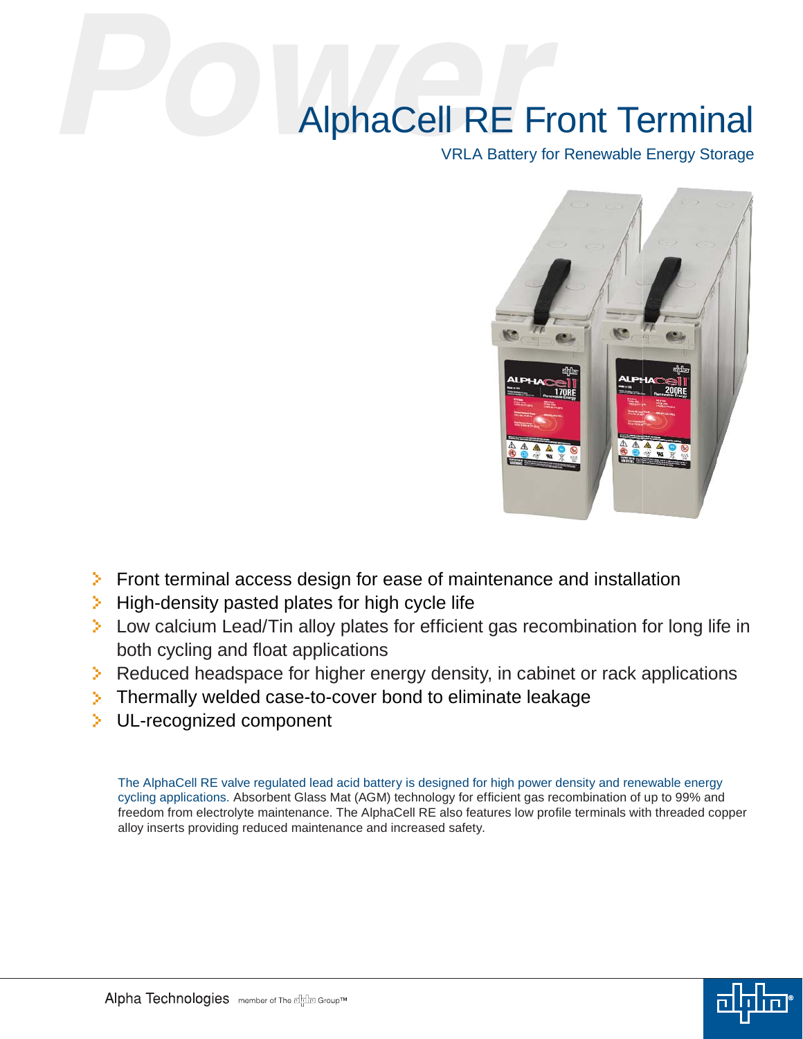# AlphaCell RE Front Terminal

VRLA Battery for Renewable Energy Storage

- Front terminal access design for ease of maintenance and installation
- High-density pasted plates for high cycle life
- Low calcium Lead/Tin alloy plates for efficient gas recombination for long life in both cycling and float applications
- Reduced headspace for higher energy density, in cabinet or rack applications
- Thermally welded case-to-cover bond to eliminate leakage
- UL-recognized component

The AlphaCell RE valve regulated lead acid battery is designed for high power density and renewable energy cycling applications. Absorbent Glass Mat (AGM) technology for efficient gas recombination of up to 99% and freedom from electrolyte maintenance. The AlphaCell RE also features low profile terminals with threaded copper alloy inserts providing reduced maintenance and increased safety.

Alpha Technologies member of The Alpha Group™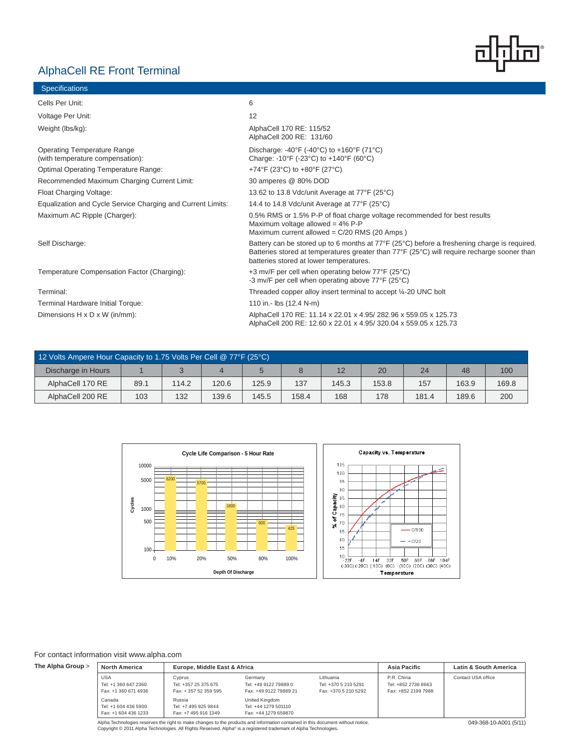# AlphaCell RE Front Terminal

## Specifications

| | |
|---|---|
| Cells Per Unit: | 6 |
| Voltage Per Unit: | 12 |
| Weight (lbs/kg): | AlphaCell 170 RE: 115/52<br>AlphaCell 200 RE: 131/60 |
| Operating Temperature Range (with temperature compensation): | Discharge: -40°F (-40°C) to +160°F (71°C)<br>Charge: -10°F (-23°C) to +140°F (60°C) |
| Optimal Operating Temperature Range: | +74°F (23°C) to +80°F (27°C) |
| Recommended Maximum Charging Current Limit: | 30 amperes @ 80% DOD |
| Float Charging Voltage: | 13.62 to 13.8 Vdc/unit Average at 77°F (25°C) |
| Equalization and Cycle Service Charging and Current Limits: | 14.4 to 14.8 Vdc/unit Average at 77°F (25°C) |
| Maximum AC Ripple (Charger): | 0.5% RMS or 1.5% P-P of float charge voltage recommended for best results<br>Maximum voltage allowed = 4% P-P<br>Maximum current allowed = C/20 RMS (20 Amps ) |
| Self Discharge: | Battery can be stored up to 6 months at 77°F (25°C) before a freshening charge is required. Batteries stored at temperatures greater than 77°F (25°C) will require recharge sooner than batteries stored at lower temperatures. |
| Temperature Compensation Factor (Charging): | +3 mv/F per cell when operating below 77°F (25°C)<br>-3 mv/F per cell when operating above 77°F (25°C) |
| Terminal: | Threaded copper alloy insert terminal to accept ¼-20 UNC bolt |
| Terminal Hardware Initial Torque: | 110 in.- lbs (12.4 N-m) |
| Dimensions H x D x W (in/mm): | AlphaCell 170 RE: 11.14 x 22.01 x 4.95/ 282.96 x 559.05 x 125.73<br>AlphaCell 200 RE: 12.60 x 22.01 x 4.95/ 320.04 x 559.05 x 125.73 |

## 12 Volts Ampere Hour Capacity to 1.75 Volts Per Cell @ 77°F (25°C)

| Discharge in Hours | 1 | 3 | 4 | 5 | 8 | 12 | 20 | 24 | 48 | 100 |
|---|---|---|---|---|---|---|---|---|---|---|
| AlphaCell 170 RE | 89.1 | 114.2 | 120.6 | 125.9 | 137 | 145.3 | 153.8 | 157 | 163.9 | 169.8 |
| AlphaCell 200 RE | 103 | 132 | 139.6 | 145.5 | 158.4 | 168 | 178 | 181.4 | 189.6 | 200 |

Cycle Life Comparison - 5 Hour Rate

Cycles

10000
5000
1000
500
100

6200
5700
1800
600
425

0 10% 20% 50% 80% 100%

Depth Of Discharge

Capacity vs. Temperature

% of Capacity

105 100 95 90 85 80 75 70 65 60 55 50

C/100
C/20

-22F -4F 14F 32F 50F 68F 86F 104F
(-30C) (-20C) (-10C) (0C) (10C) (20C) (30C) (40C)

Temperature

For contact information visit www.alpha.com

**The Alpha Group >**

| North America | Europe, Middle East & Africa | | | Asia Pacific | Latin & South America |
|---|---|---|---|---|---|
| USA<br>Tel: +1 360 647 2360<br>Fax: +1 360 671 4936 | Cyprus<br>Tel: +357 25 375 675<br>Fax: + 357 52 359 595 | Germany<br>Tel: +49 9122 79889 0<br>Fax: +49 9122 79889 21 | Lithuania<br>Tel: +370 5 210 5291<br>Fax: +370 5 210 5292 | P.R. China<br>Tel: +852 2736 8663<br>Fax: +852 2199 7988 | Contact USA office |
| Canada<br>Tel: +1 604 436 5900<br>Fax: +1 604 436 1233 | Russia<br>Tel: +7 495 925 9844<br>Fax: +7 495 916 1349 | United Kingdom<br>Tel: +44 1279 501110<br>Fax: +44 1279 659870 | | | |

Alpha Technologies reserves the right to make changes to the products and information contained in this document without notice.
Copyright © 2011 Alpha Technologies. All Rights Reserved. Alpha® is a registered trademark of Alpha Technologies.

049-368-10-A001 (5/11)